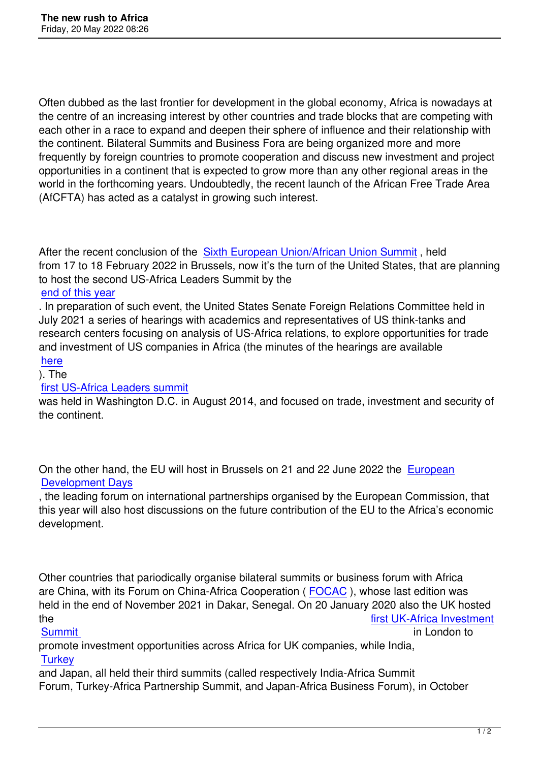Often dubbed as the last frontier for development in the global economy, Africa is nowadays at the centre of an increasing interest by other countries and trade blocks that are competing with each other in a race to expand and deepen their sphere of influence and their relationship with the continent. Bilateral Summits and Business Fora are being organized more and more frequently by foreign countries to promote cooperation and discuss new investment and project opportunities in a continent that is expected to grow more than any other regional areas in the world in the forthcoming years. Undoubtedly, the recent launch of the African Free Trade Area (AfCFTA) has acted as a catalyst in growing such interest.

After the recent conclusion of the Sixth European Union/African Union Summit, held from 17 to 18 February 2022 in Brussels, now it's the turn of the United States, that are planning to host the second US-Africa Leaders Summit by the end of this year. In preparation of such event, the United States Senate Foreign Relations Committee held in July 2021 a series of hearings with academics and representatives of US think-tanks and research centers focusing on analysis of US-Africa relations, to explore opportunities for trade and investment of US companies in Africa (the minutes of the hearings are available here). The first US-Africa Leaders summit was held in Washington D.C. in August 2014, and focused on trade, investment and security of the continent.

On the other hand, the EU will host in Brussels on 21 and 22 June 2022 the European Development Days, the leading forum on international partnerships organised by the European Commission, that this year will also host discussions on the future contribution of the EU to the Africa's economic development.

Other countries that pariodically organise bilateral summits or business forum with Africa are China, with its Forum on China-Africa Cooperation ( FOCAC ), whose last edition was held in the end of November 2021 in Dakar, Senegal. On 20 January 2020 also the UK hosted the first UK-Africa Investment Summit in London to promote investment opportunities across Africa for UK companies, while India, Turkey and Japan, all held their third summits (called respectively India-Africa Summit Forum, Turkey-Africa Partnership Summit, and Japan-Africa Business Forum), in October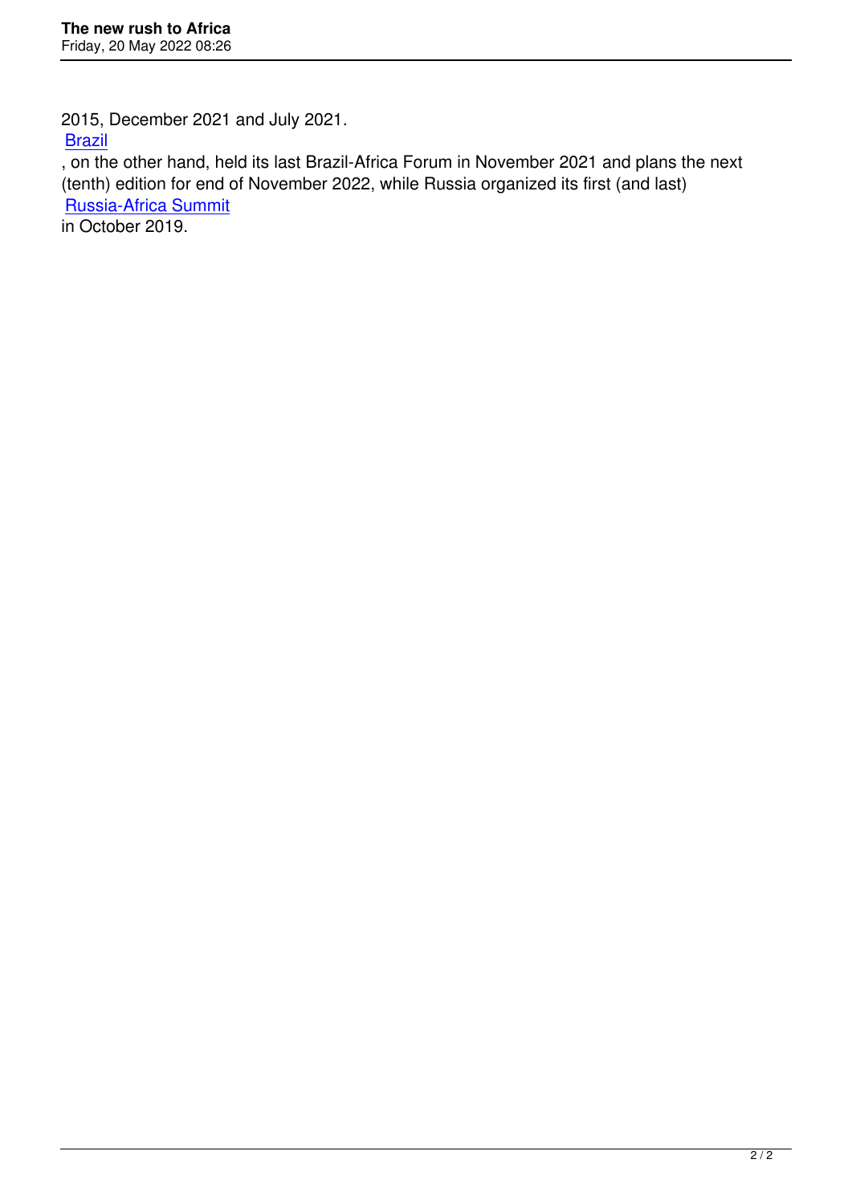2015, December 2021 and July 2021. Brazil, on the other hand, held its last Brazil-Africa Forum in November 2021 and plans the next (tenth) edition for end of November 2022, while Russia organized its first (and last) Russia-Africa Summit in October 2019.